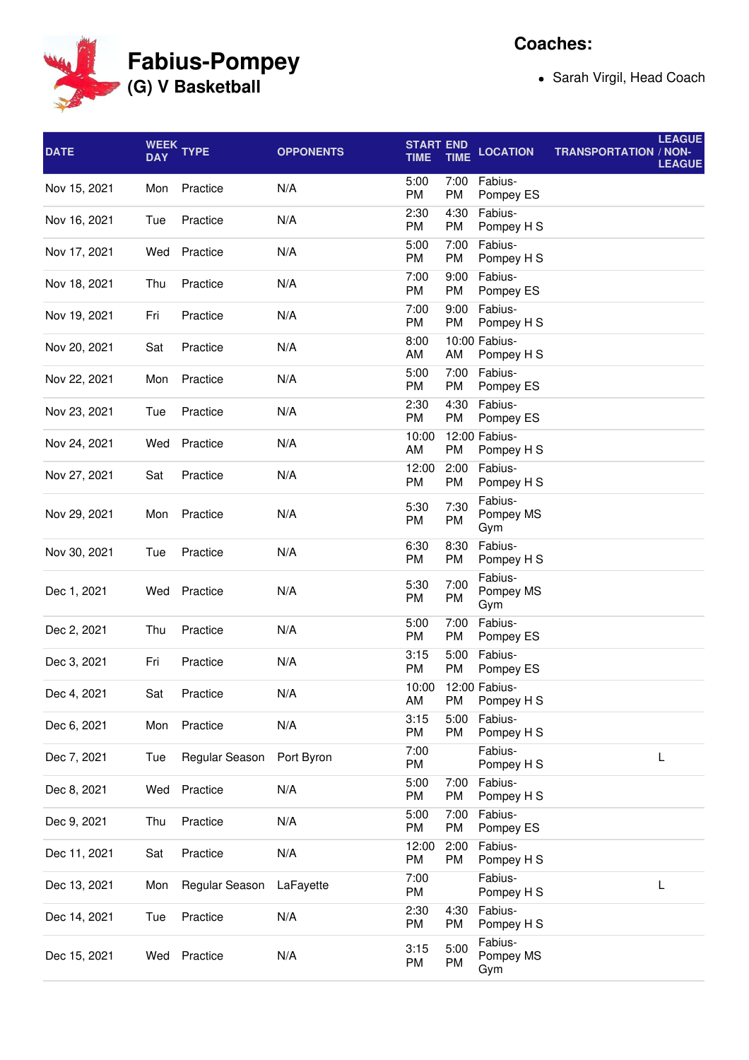# Fabius-Pompey

## (G) V Basketball

**Coaches:**

- Sarah Virgil, Head Coach

| DATE | WEEK DAY | TYPE | OPPONENTS | START TIME | END TIME | LOCATION | TRANSPORTATION | LEAGUE / NON-LEAGUE |
|---|---|---|---|---|---|---|---|---|
| Nov 15, 2021 | Mon | Practice | N/A | 5:00 PM | 7:00 PM | Fabius-Pompey ES | | |
| Nov 16, 2021 | Tue | Practice | N/A | 2:30 PM | 4:30 PM | Fabius-Pompey H S | | |
| Nov 17, 2021 | Wed | Practice | N/A | 5:00 PM | 7:00 PM | Fabius-Pompey H S | | |
| Nov 18, 2021 | Thu | Practice | N/A | 7:00 PM | 9:00 PM | Fabius-Pompey ES | | |
| Nov 19, 2021 | Fri | Practice | N/A | 7:00 PM | 9:00 PM | Fabius-Pompey H S | | |
| Nov 20, 2021 | Sat | Practice | N/A | 8:00 AM | 10:00 AM | Fabius-Pompey H S | | |
| Nov 22, 2021 | Mon | Practice | N/A | 5:00 PM | 7:00 PM | Fabius-Pompey ES | | |
| Nov 23, 2021 | Tue | Practice | N/A | 2:30 PM | 4:30 PM | Fabius-Pompey ES | | |
| Nov 24, 2021 | Wed | Practice | N/A | 10:00 AM | 12:00 PM | Fabius-Pompey H S | | |
| Nov 27, 2021 | Sat | Practice | N/A | 12:00 PM | 2:00 PM | Fabius-Pompey H S | | |
| Nov 29, 2021 | Mon | Practice | N/A | 5:30 PM | 7:30 PM | Fabius-Pompey MS Gym | | |
| Nov 30, 2021 | Tue | Practice | N/A | 6:30 PM | 8:30 PM | Fabius-Pompey H S | | |
| Dec 1, 2021 | Wed | Practice | N/A | 5:30 PM | 7:00 PM | Fabius-Pompey MS Gym | | |
| Dec 2, 2021 | Thu | Practice | N/A | 5:00 PM | 7:00 PM | Fabius-Pompey ES | | |
| Dec 3, 2021 | Fri | Practice | N/A | 3:15 PM | 5:00 PM | Fabius-Pompey ES | | |
| Dec 4, 2021 | Sat | Practice | N/A | 10:00 AM | 12:00 PM | Fabius-Pompey H S | | |
| Dec 6, 2021 | Mon | Practice | N/A | 3:15 PM | 5:00 PM | Fabius-Pompey H S | | |
| Dec 7, 2021 | Tue | Regular Season | Port Byron | 7:00 PM | | Fabius-Pompey H S | | L |
| Dec 8, 2021 | Wed | Practice | N/A | 5:00 PM | 7:00 PM | Fabius-Pompey H S | | |
| Dec 9, 2021 | Thu | Practice | N/A | 5:00 PM | 7:00 PM | Fabius-Pompey ES | | |
| Dec 11, 2021 | Sat | Practice | N/A | 12:00 PM | 2:00 PM | Fabius-Pompey H S | | |
| Dec 13, 2021 | Mon | Regular Season | LaFayette | 7:00 PM | | Fabius-Pompey H S | | L |
| Dec 14, 2021 | Tue | Practice | N/A | 2:30 PM | 4:30 PM | Fabius-Pompey H S | | |
| Dec 15, 2021 | Wed | Practice | N/A | 3:15 PM | 5:00 PM | Fabius-Pompey MS Gym | | |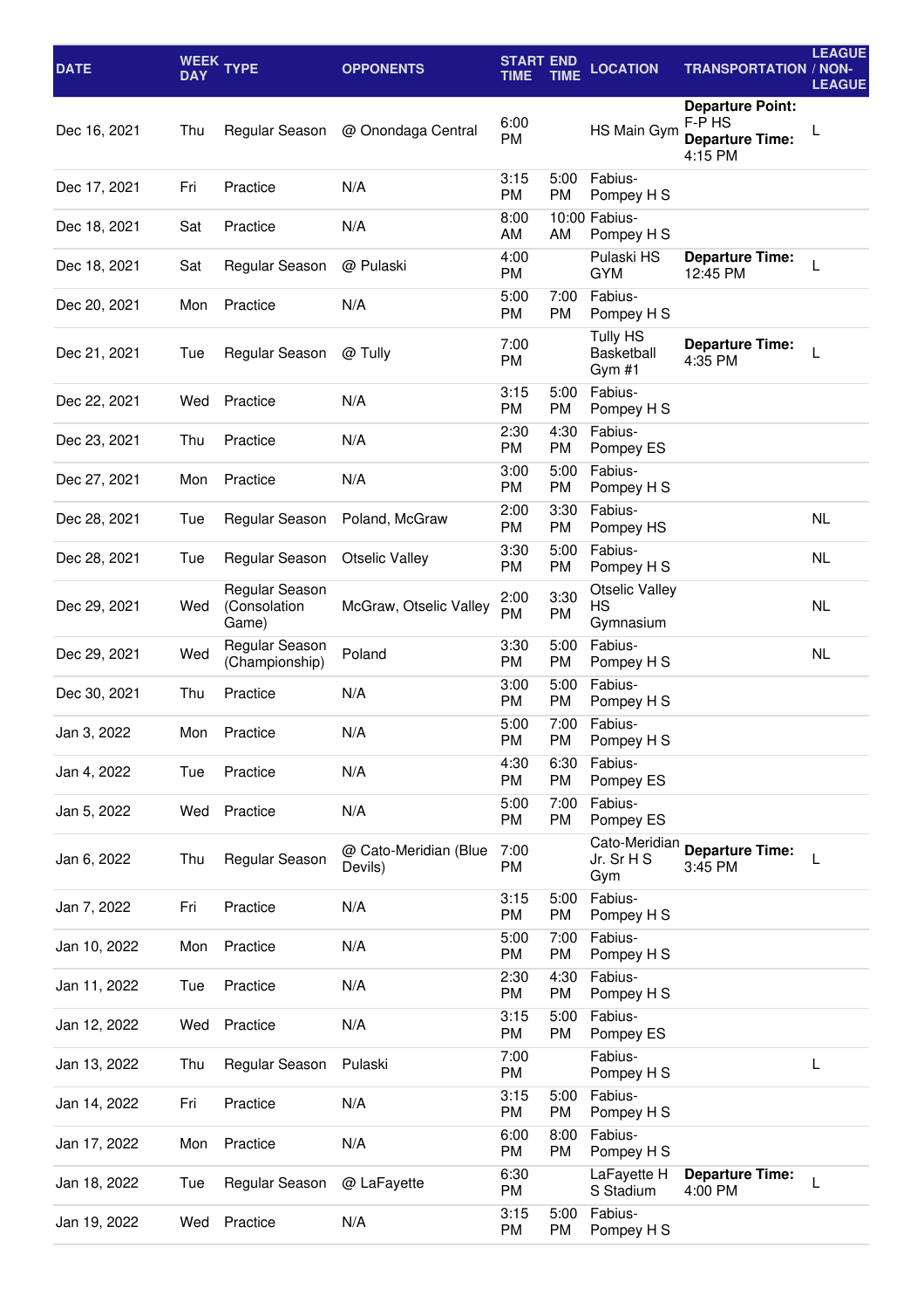| DATE | WEEK DAY | TYPE | OPPONENTS | START TIME | END TIME | LOCATION | TRANSPORTATION | LEAGUE / NON-LEAGUE |
|---|---|---|---|---|---|---|---|---|
| Dec 16, 2021 | Thu | Regular Season | @ Onondaga Central | 6:00 PM | | HS Main Gym | **Departure Point:** F-P HS **Departure Time:** 4:15 PM | L |
| Dec 17, 2021 | Fri | Practice | N/A | 3:15 PM | 5:00 PM | Fabius-Pompey H S | | |
| Dec 18, 2021 | Sat | Practice | N/A | 8:00 AM | 10:00 AM | Fabius-Pompey H S | | |
| Dec 18, 2021 | Sat | Regular Season | @ Pulaski | 4:00 PM | | Pulaski HS GYM | **Departure Time:** 12:45 PM | L |
| Dec 20, 2021 | Mon | Practice | N/A | 5:00 PM | 7:00 PM | Fabius-Pompey H S | | |
| Dec 21, 2021 | Tue | Regular Season | @ Tully | 7:00 PM | | Tully HS Basketball Gym #1 | **Departure Time:** 4:35 PM | L |
| Dec 22, 2021 | Wed | Practice | N/A | 3:15 PM | 5:00 PM | Fabius-Pompey H S | | |
| Dec 23, 2021 | Thu | Practice | N/A | 2:30 PM | 4:30 PM | Fabius-Pompey ES | | |
| Dec 27, 2021 | Mon | Practice | N/A | 3:00 PM | 5:00 PM | Fabius-Pompey H S | | |
| Dec 28, 2021 | Tue | Regular Season | Poland, McGraw | 2:00 PM | 3:30 PM | Fabius-Pompey HS | | NL |
| Dec 28, 2021 | Tue | Regular Season | Otselic Valley | 3:30 PM | 5:00 PM | Fabius-Pompey H S | | NL |
| Dec 29, 2021 | Wed | Regular Season (Consolation Game) | McGraw, Otselic Valley | 2:00 PM | 3:30 PM | Otselic Valley HS Gymnasium | | NL |
| Dec 29, 2021 | Wed | Regular Season (Championship) | Poland | 3:30 PM | 5:00 PM | Fabius-Pompey H S | | NL |
| Dec 30, 2021 | Thu | Practice | N/A | 3:00 PM | 5:00 PM | Fabius-Pompey H S | | |
| Jan 3, 2022 | Mon | Practice | N/A | 5:00 PM | 7:00 PM | Fabius-Pompey H S | | |
| Jan 4, 2022 | Tue | Practice | N/A | 4:30 PM | 6:30 PM | Fabius-Pompey ES | | |
| Jan 5, 2022 | Wed | Practice | N/A | 5:00 PM | 7:00 PM | Fabius-Pompey ES | | |
| Jan 6, 2022 | Thu | Regular Season | @ Cato-Meridian (Blue Devils) | 7:00 PM | | Cato-Meridian Jr. Sr H S Gym | **Departure Time:** 3:45 PM | L |
| Jan 7, 2022 | Fri | Practice | N/A | 3:15 PM | 5:00 PM | Fabius-Pompey H S | | |
| Jan 10, 2022 | Mon | Practice | N/A | 5:00 PM | 7:00 PM | Fabius-Pompey H S | | |
| Jan 11, 2022 | Tue | Practice | N/A | 2:30 PM | 4:30 PM | Fabius-Pompey H S | | |
| Jan 12, 2022 | Wed | Practice | N/A | 3:15 PM | 5:00 PM | Fabius-Pompey ES | | |
| Jan 13, 2022 | Thu | Regular Season | Pulaski | 7:00 PM | | Fabius-Pompey H S | | L |
| Jan 14, 2022 | Fri | Practice | N/A | 3:15 PM | 5:00 PM | Fabius-Pompey H S | | |
| Jan 17, 2022 | Mon | Practice | N/A | 6:00 PM | 8:00 PM | Fabius-Pompey H S | | |
| Jan 18, 2022 | Tue | Regular Season | @ LaFayette | 6:30 PM | | LaFayette H S Stadium | **Departure Time:** 4:00 PM | L |
| Jan 19, 2022 | Wed | Practice | N/A | 3:15 PM | 5:00 PM | Fabius-Pompey H S | | |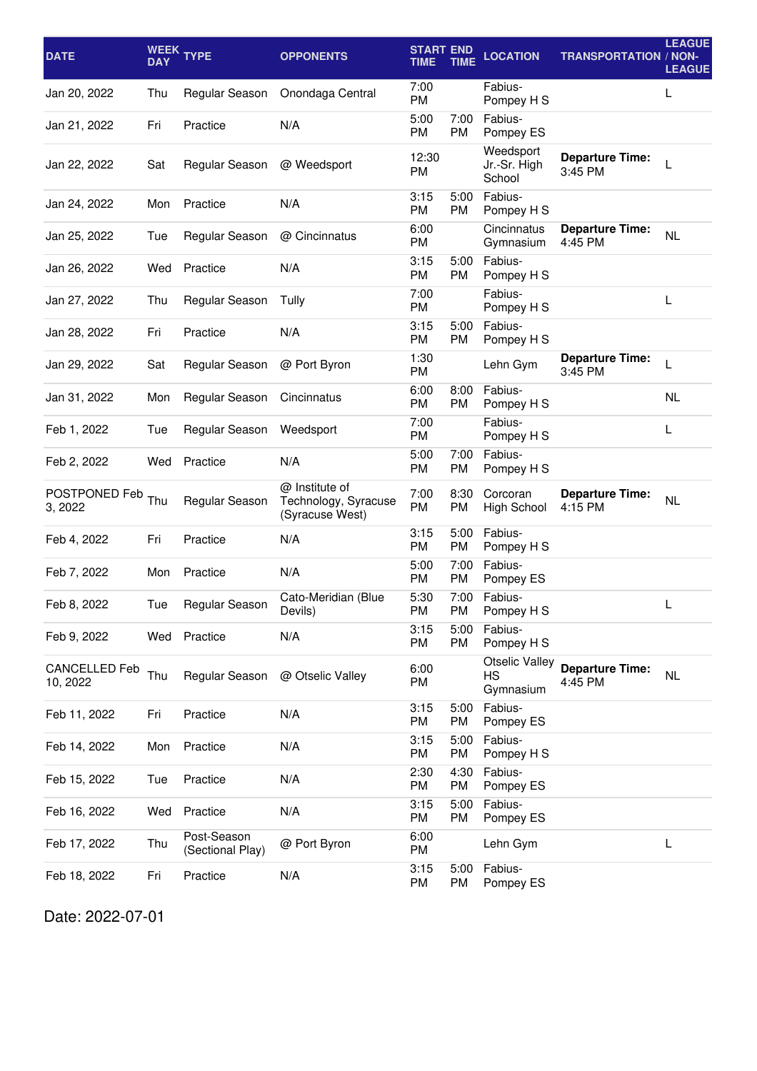| DATE | WEEK DAY | TYPE | OPPONENTS | START TIME | END TIME | LOCATION | TRANSPORTATION | LEAGUE / NON-LEAGUE |
|---|---|---|---|---|---|---|---|---|
| Jan 20, 2022 | Thu | Regular Season | Onondaga Central | 7:00 PM | | Fabius-Pompey H S | | L |
| Jan 21, 2022 | Fri | Practice | N/A | 5:00 PM | 7:00 PM | Fabius-Pompey ES | | |
| Jan 22, 2022 | Sat | Regular Season | @ Weedsport | 12:30 PM | | Weedsport Jr.-Sr. High School | **Departure Time:** 3:45 PM | L |
| Jan 24, 2022 | Mon | Practice | N/A | 3:15 PM | 5:00 PM | Fabius-Pompey H S | | |
| Jan 25, 2022 | Tue | Regular Season | @ Cincinnatus | 6:00 PM | | Cincinnatus Gymnasium | **Departure Time:** 4:45 PM | NL |
| Jan 26, 2022 | Wed | Practice | N/A | 3:15 PM | 5:00 PM | Fabius-Pompey H S | | |
| Jan 27, 2022 | Thu | Regular Season | Tully | 7:00 PM | | Fabius-Pompey H S | | L |
| Jan 28, 2022 | Fri | Practice | N/A | 3:15 PM | 5:00 PM | Fabius-Pompey H S | | |
| Jan 29, 2022 | Sat | Regular Season | @ Port Byron | 1:30 PM | | Lehn Gym | **Departure Time:** 3:45 PM | L |
| Jan 31, 2022 | Mon | Regular Season | Cincinnatus | 6:00 PM | 8:00 PM | Fabius-Pompey H S | | NL |
| Feb 1, 2022 | Tue | Regular Season | Weedsport | 7:00 PM | | Fabius-Pompey H S | | L |
| Feb 2, 2022 | Wed | Practice | N/A | 5:00 PM | 7:00 PM | Fabius-Pompey H S | | |
| POSTPONED Feb 3, 2022 | Thu | Regular Season | @ Institute of Technology, Syracuse (Syracuse West) | 7:00 PM | 8:30 PM | Corcoran High School | **Departure Time:** 4:15 PM | NL |
| Feb 4, 2022 | Fri | Practice | N/A | 3:15 PM | 5:00 PM | Fabius-Pompey H S | | |
| Feb 7, 2022 | Mon | Practice | N/A | 5:00 PM | 7:00 PM | Fabius-Pompey ES | | |
| Feb 8, 2022 | Tue | Regular Season | Cato-Meridian (Blue Devils) | 5:30 PM | 7:00 PM | Fabius-Pompey H S | | L |
| Feb 9, 2022 | Wed | Practice | N/A | 3:15 PM | 5:00 PM | Fabius-Pompey H S | | |
| CANCELLED Feb 10, 2022 | Thu | Regular Season | @ Otselic Valley | 6:00 PM | | Otselic Valley HS Gymnasium | **Departure Time:** 4:45 PM | NL |
| Feb 11, 2022 | Fri | Practice | N/A | 3:15 PM | 5:00 PM | Fabius-Pompey ES | | |
| Feb 14, 2022 | Mon | Practice | N/A | 3:15 PM | 5:00 PM | Fabius-Pompey H S | | |
| Feb 15, 2022 | Tue | Practice | N/A | 2:30 PM | 4:30 PM | Fabius-Pompey ES | | |
| Feb 16, 2022 | Wed | Practice | N/A | 3:15 PM | 5:00 PM | Fabius-Pompey ES | | |
| Feb 17, 2022 | Thu | Post-Season (Sectional Play) | @ Port Byron | 6:00 PM | | Lehn Gym | | L |
| Feb 18, 2022 | Fri | Practice | N/A | 3:15 PM | 5:00 PM | Fabius-Pompey ES | | |

Date: 2022-07-01